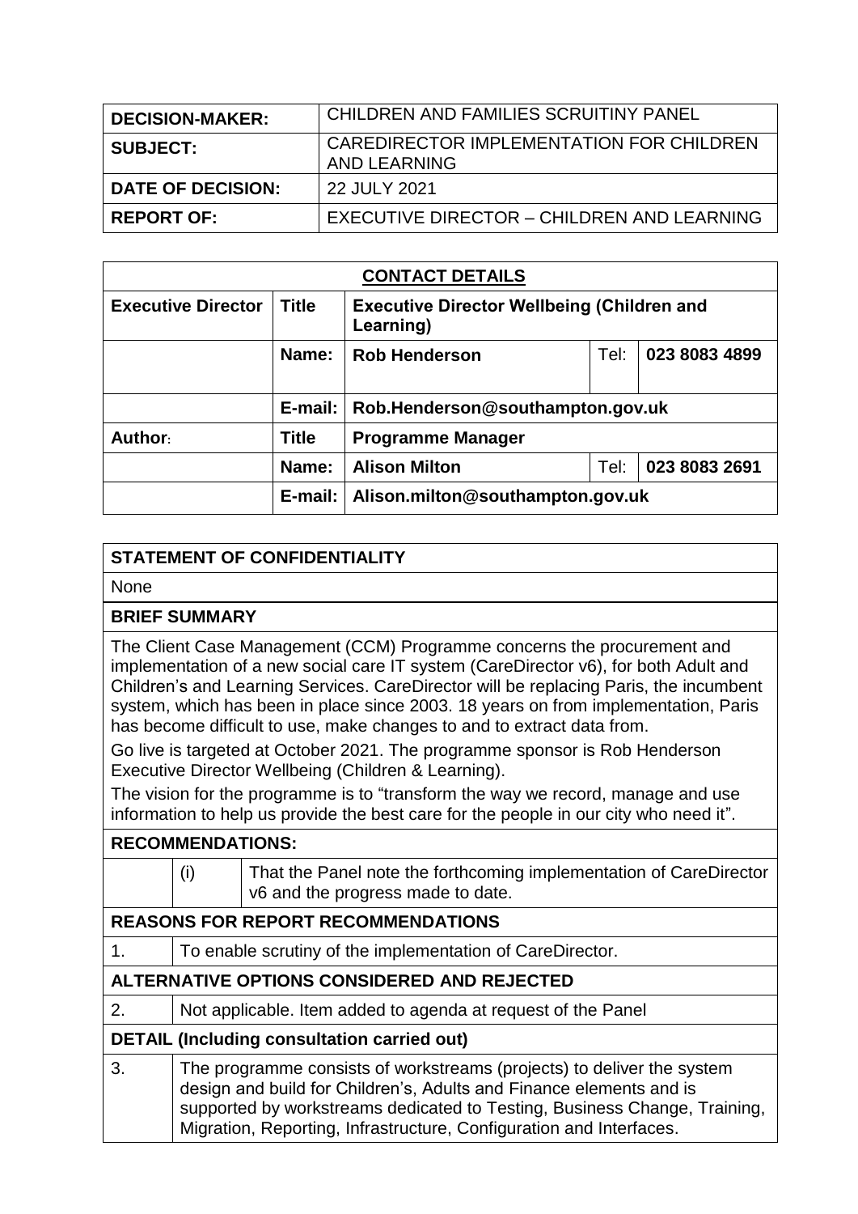| DECISION-MAKER: | CHILDREN AND FAMILIES SCRUTINY PANEL |
| --- | --- |
| SUBJECT: | CAREDIRECTOR IMPLEMENTATION FOR CHILDREN AND LEARNING |
| DATE OF DECISION: | 22 JULY 2021 |
| REPORT OF: | EXECUTIVE DIRECTOR – CHILDREN AND LEARNING |

| CONTACT DETAILS | | | | |
| --- | --- | --- | --- | --- |
| **Executive Director** | **Title** | **Executive Director Wellbeing (Children and Learning)** | | |
| | **Name:** | **Rob Henderson** | Tel: | **023 8083 4899** |
| | **E-mail:** | **Rob.Henderson@southampton.gov.uk** | | |
| **Author:** | **Title** | **Programme Manager** | | |
| | **Name:** | **Alison Milton** | Tel: | **023 8083 2691** |
| | **E-mail:** | **Alison.milton@southampton.gov.uk** | | |

## STATEMENT OF CONFIDENTIALITY

None

## BRIEF SUMMARY

The Client Case Management (CCM) Programme concerns the procurement and implementation of a new social care IT system (CareDirector v6), for both Adult and Children's and Learning Services. CareDirector will be replacing Paris, the incumbent system, which has been in place since 2003. 18 years on from implementation, Paris has become difficult to use, make changes to and to extract data from.

Go live is targeted at October 2021. The programme sponsor is Rob Henderson Executive Director Wellbeing (Children & Learning).

The vision for the programme is to "transform the way we record, manage and use information to help us provide the best care for the people in our city who need it".

## RECOMMENDATIONS:

| | | |
| --- | --- | --- |
| | (i) | That the Panel note the forthcoming implementation of CareDirector v6 and the progress made to date. |

## REASONS FOR REPORT RECOMMENDATIONS

| | |
| --- | --- |
| 1. | To enable scrutiny of the implementation of CareDirector. |

## ALTERNATIVE OPTIONS CONSIDERED AND REJECTED

| | |
| --- | --- |
| 2. | Not applicable. Item added to agenda at request of the Panel |

## DETAIL (Including consultation carried out)

| | |
| --- | --- |
| 3. | The programme consists of workstreams (projects) to deliver the system design and build for Children's, Adults and Finance elements and is supported by workstreams dedicated to Testing, Business Change, Training, Migration, Reporting, Infrastructure, Configuration and Interfaces. |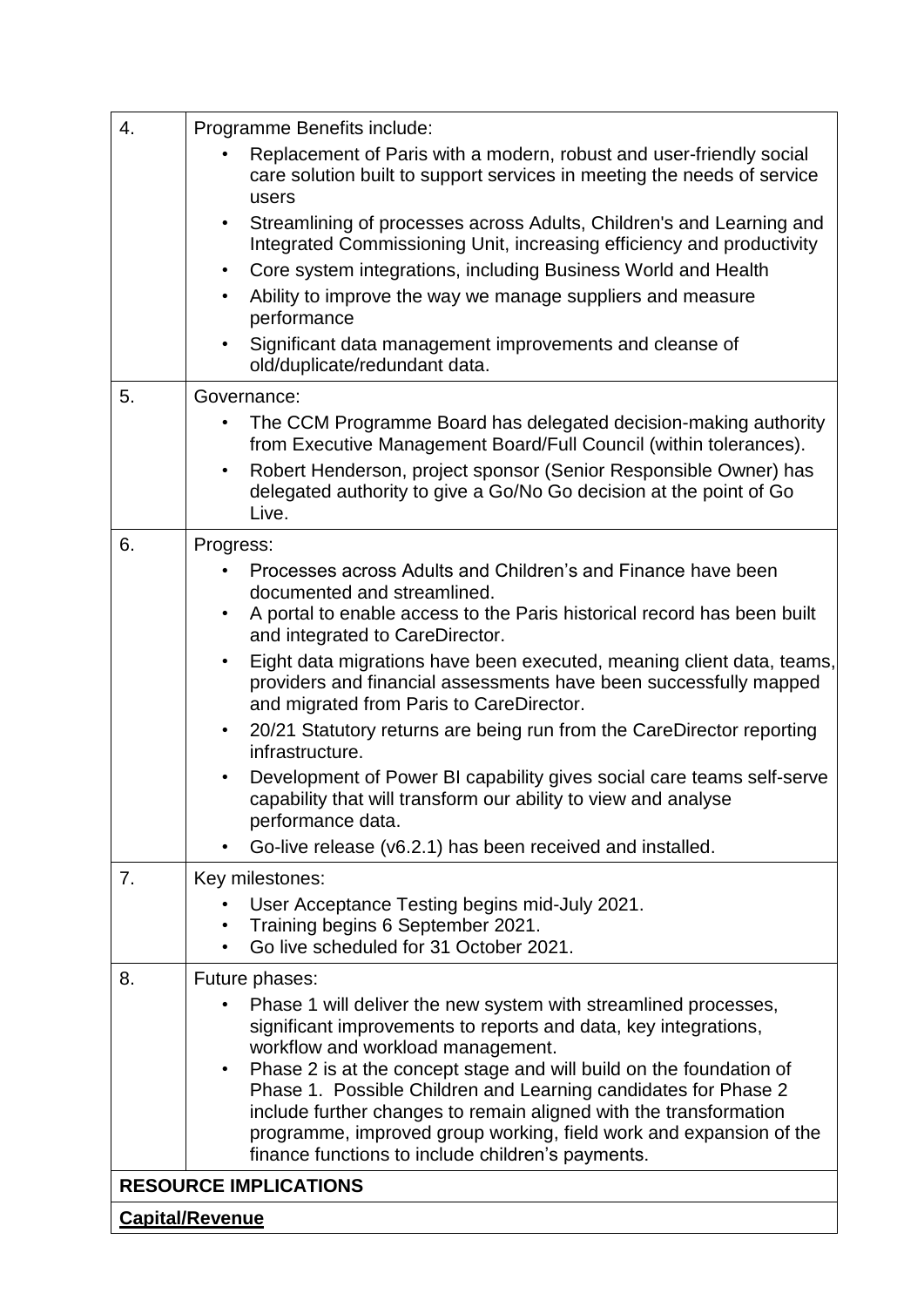| | |
|---|---|
| 4. | Programme Benefits include:<br>• Replacement of Paris with a modern, robust and user-friendly social care solution built to support services in meeting the needs of service users<br>• Streamlining of processes across Adults, Children's and Learning and Integrated Commissioning Unit, increasing efficiency and productivity<br>• Core system integrations, including Business World and Health<br>• Ability to improve the way we manage suppliers and measure performance<br>• Significant data management improvements and cleanse of old/duplicate/redundant data. |
| 5. | Governance:<br>• The CCM Programme Board has delegated decision-making authority from Executive Management Board/Full Council (within tolerances).<br>• Robert Henderson, project sponsor (Senior Responsible Owner) has delegated authority to give a Go/No Go decision at the point of Go Live. |
| 6. | Progress:<br>• Processes across Adults and Children's and Finance have been documented and streamlined.<br>• A portal to enable access to the Paris historical record has been built and integrated to CareDirector.<br>• Eight data migrations have been executed, meaning client data, teams, providers and financial assessments have been successfully mapped and migrated from Paris to CareDirector.<br>• 20/21 Statutory returns are being run from the CareDirector reporting infrastructure.<br>• Development of Power BI capability gives social care teams self-serve capability that will transform our ability to view and analyse performance data.<br>• Go-live release (v6.2.1) has been received and installed. |
| 7. | Key milestones:<br>• User Acceptance Testing begins mid-July 2021.<br>• Training begins 6 September 2021.<br>• Go live scheduled for 31 October 2021. |
| 8. | Future phases:<br>• Phase 1 will deliver the new system with streamlined processes, significant improvements to reports and data, key integrations, workflow and workload management.<br>• Phase 2 is at the concept stage and will build on the foundation of Phase 1. Possible Children and Learning candidates for Phase 2 include further changes to remain aligned with the transformation programme, improved group working, field work and expansion of the finance functions to include children's payments. |
| **RESOURCE IMPLICATIONS** | |
| **Capital/Revenue** | |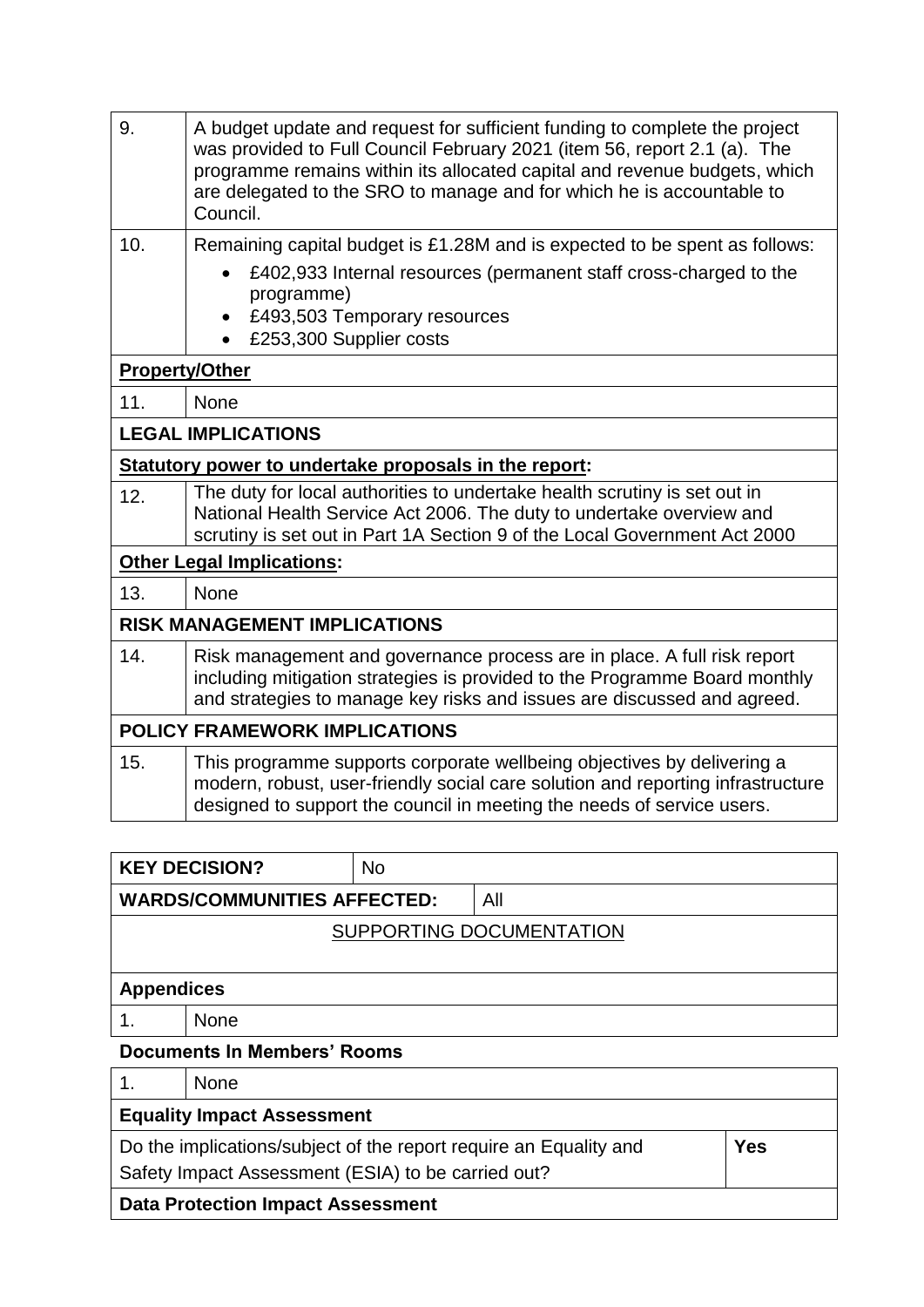| | |
|---|---|
| 9. | A budget update and request for sufficient funding to complete the project was provided to Full Council February 2021 (item 56, report 2.1 (a). The programme remains within its allocated capital and revenue budgets, which are delegated to the SRO to manage and for which he is accountable to Council. |
| 10. | Remaining capital budget is £1.28M and is expected to be spent as follows:<br>• £402,933 Internal resources (permanent staff cross-charged to the programme)<br>• £493,503 Temporary resources<br>• £253,300 Supplier costs |
| **Property/Other** | |
| 11. | None |
| **LEGAL IMPLICATIONS** | |
| **Statutory power to undertake proposals in the report:** | |
| 12. | The duty for local authorities to undertake health scrutiny is set out in National Health Service Act 2006. The duty to undertake overview and scrutiny is set out in Part 1A Section 9 of the Local Government Act 2000 |
| **Other Legal Implications:** | |
| 13. | None |
| **RISK MANAGEMENT IMPLICATIONS** | |
| 14. | Risk management and governance process are in place. A full risk report including mitigation strategies is provided to the Programme Board monthly and strategies to manage key risks and issues are discussed and agreed. |
| **POLICY FRAMEWORK IMPLICATIONS** | |
| 15. | This programme supports corporate wellbeing objectives by delivering a modern, robust, user-friendly social care solution and reporting infrastructure designed to support the council in meeting the needs of service users. |

| | | |
|---|---|---|
| **KEY DECISION?** | No | |
| **WARDS/COMMUNITIES AFFECTED:** | | All |

SUPPORTING DOCUMENTATION

| | |
|---|---|
| **Appendices** | |
| 1. | None |

**Documents In Members' Rooms**

| | | |
|---|---|---|
| 1. | None | |
| **Equality Impact Assessment** | | |
| Do the implications/subject of the report require an Equality and Safety Impact Assessment (ESIA) to be carried out? | | **Yes** |
| **Data Protection Impact Assessment** | | |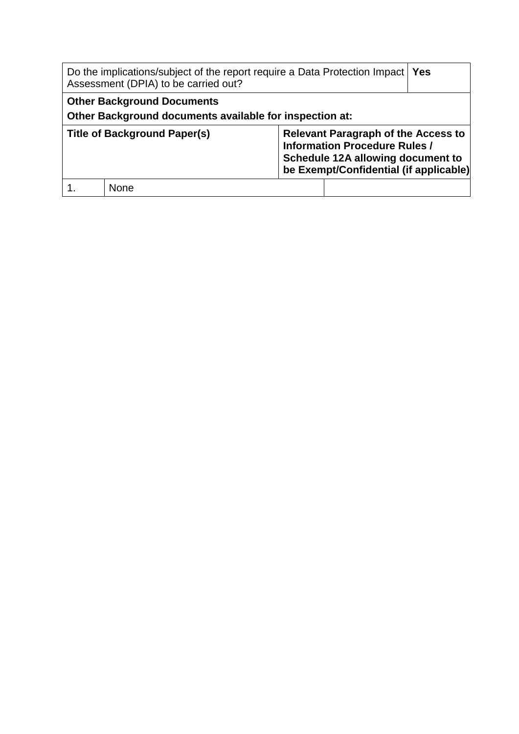| | | | |
|---|---|---|---|
| Do the implications/subject of the report require a Data Protection Impact Assessment (DPIA) to be carried out? | | | **Yes** |
| **Other Background Documents**<br>**Other Background documents available for inspection at:** | | | |
| **Title of Background Paper(s)** | | **Relevant Paragraph of the Access to Information Procedure Rules / Schedule 12A allowing document to be Exempt/Confidential (if applicable)** | |
| 1. | None | | |